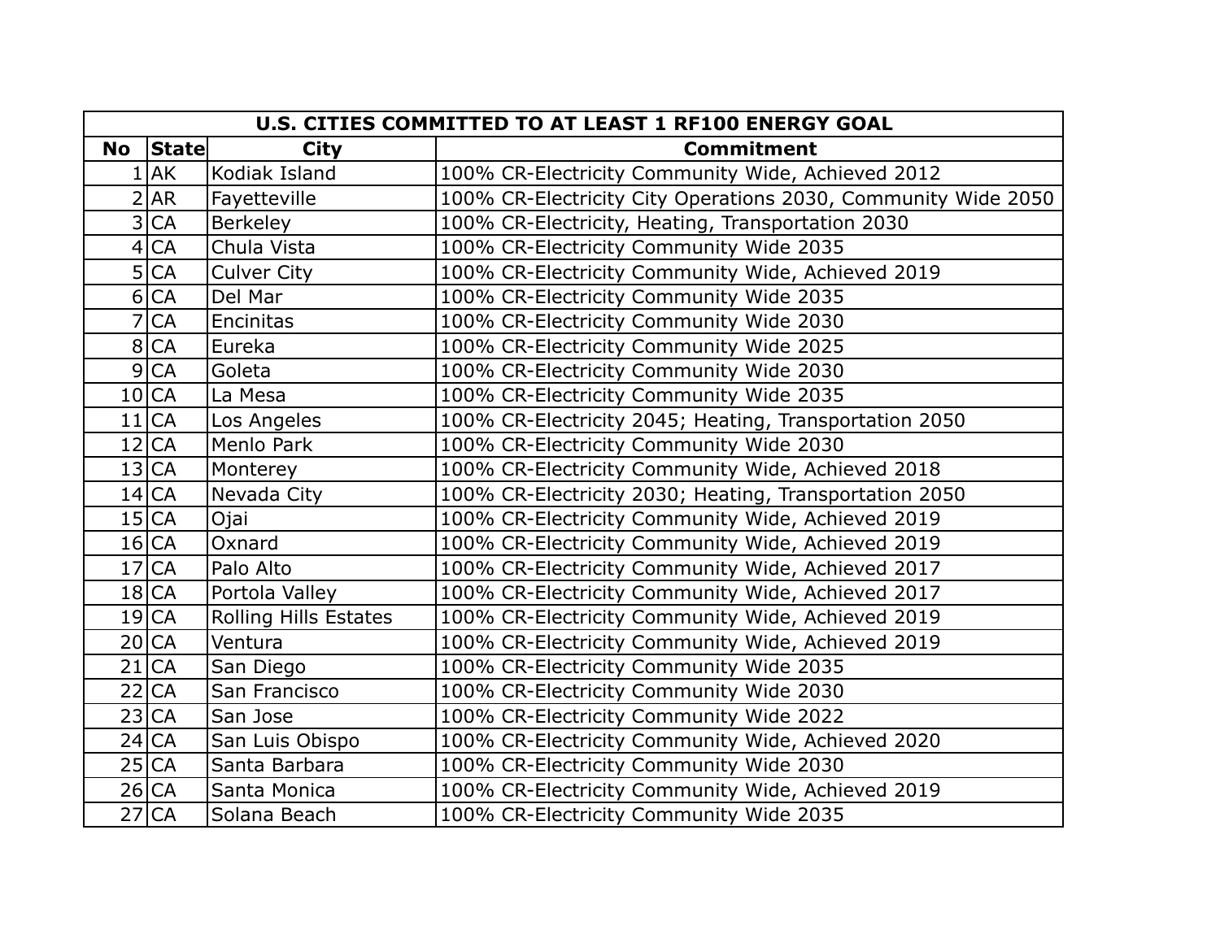| U.S. CITIES COMMITTED TO AT LEAST 1 RF100 ENERGY GOAL | | | |
|---|---|---|---|
| **No** | **State** | **City** | **Commitment** |
| 1 | AK | Kodiak Island | 100% CR-Electricity Community Wide, Achieved 2012 |
| 2 | AR | Fayetteville | 100% CR-Electricity City Operations 2030, Community Wide 2050 |
| 3 | CA | Berkeley | 100% CR-Electricity, Heating, Transportation 2030 |
| 4 | CA | Chula Vista | 100% CR-Electricity Community Wide 2035 |
| 5 | CA | Culver City | 100% CR-Electricity Community Wide, Achieved 2019 |
| 6 | CA | Del Mar | 100% CR-Electricity Community Wide 2035 |
| 7 | CA | Encinitas | 100% CR-Electricity Community Wide 2030 |
| 8 | CA | Eureka | 100% CR-Electricity Community Wide 2025 |
| 9 | CA | Goleta | 100% CR-Electricity Community Wide 2030 |
| 10 | CA | La Mesa | 100% CR-Electricity Community Wide 2035 |
| 11 | CA | Los Angeles | 100% CR-Electricity 2045; Heating, Transportation 2050 |
| 12 | CA | Menlo Park | 100% CR-Electricity Community Wide 2030 |
| 13 | CA | Monterey | 100% CR-Electricity Community Wide, Achieved 2018 |
| 14 | CA | Nevada City | 100% CR-Electricity 2030; Heating, Transportation 2050 |
| 15 | CA | Ojai | 100% CR-Electricity Community Wide, Achieved 2019 |
| 16 | CA | Oxnard | 100% CR-Electricity Community Wide, Achieved 2019 |
| 17 | CA | Palo Alto | 100% CR-Electricity Community Wide, Achieved 2017 |
| 18 | CA | Portola Valley | 100% CR-Electricity Community Wide, Achieved 2017 |
| 19 | CA | Rolling Hills Estates | 100% CR-Electricity Community Wide, Achieved 2019 |
| 20 | CA | Ventura | 100% CR-Electricity Community Wide, Achieved 2019 |
| 21 | CA | San Diego | 100% CR-Electricity Community Wide 2035 |
| 22 | CA | San Francisco | 100% CR-Electricity Community Wide 2030 |
| 23 | CA | San Jose | 100% CR-Electricity Community Wide 2022 |
| 24 | CA | San Luis Obispo | 100% CR-Electricity Community Wide, Achieved 2020 |
| 25 | CA | Santa Barbara | 100% CR-Electricity Community Wide 2030 |
| 26 | CA | Santa Monica | 100% CR-Electricity Community Wide, Achieved 2019 |
| 27 | CA | Solana Beach | 100% CR-Electricity Community Wide 2035 |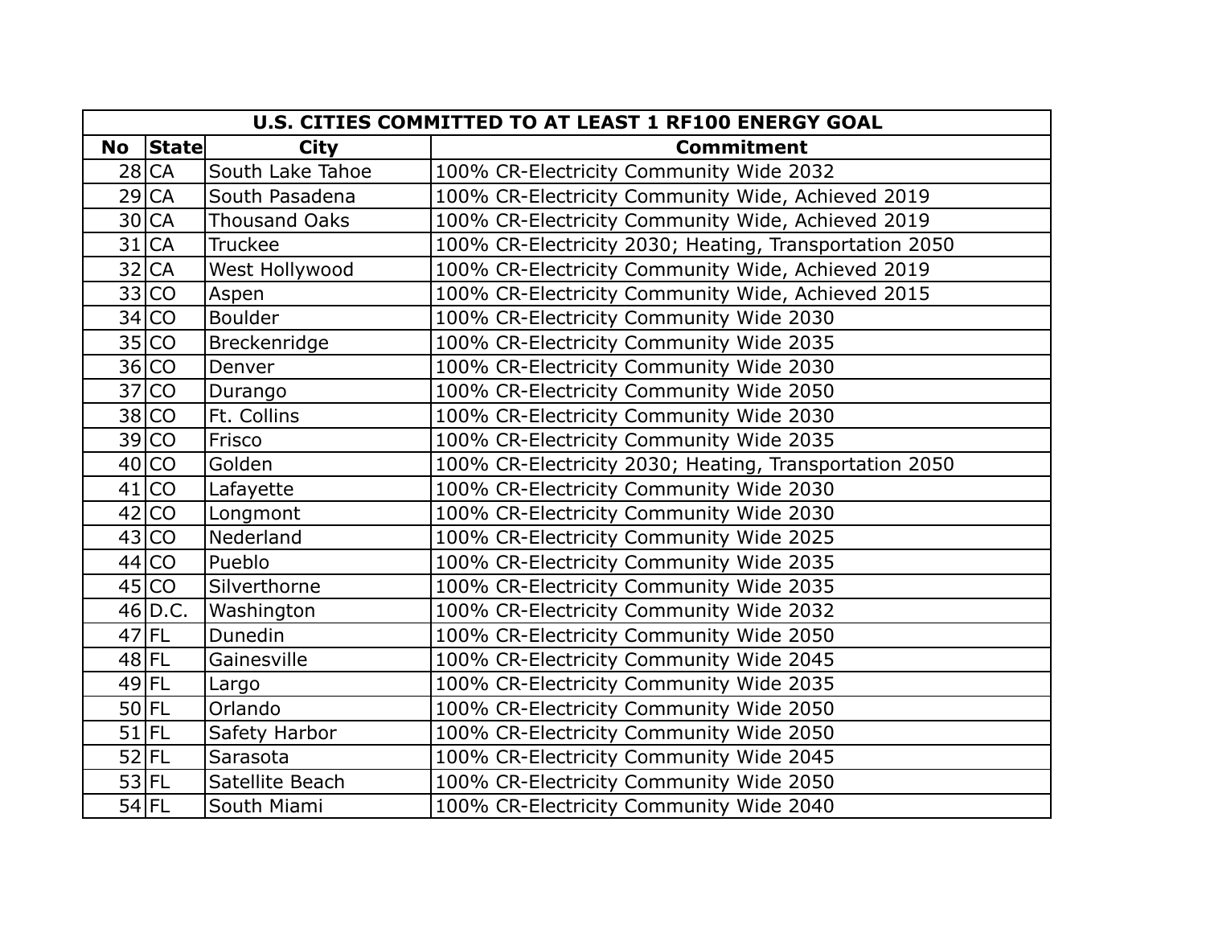| U.S. CITIES COMMITTED TO AT LEAST 1 RF100 ENERGY GOAL | | | |
|---|---|---|---|
| **No** | **State** | **City** | **Commitment** |
| 28 | CA | South Lake Tahoe | 100% CR-Electricity Community Wide 2032 |
| 29 | CA | South Pasadena | 100% CR-Electricity Community Wide, Achieved 2019 |
| 30 | CA | Thousand Oaks | 100% CR-Electricity Community Wide, Achieved 2019 |
| 31 | CA | Truckee | 100% CR-Electricity 2030; Heating, Transportation 2050 |
| 32 | CA | West Hollywood | 100% CR-Electricity Community Wide, Achieved 2019 |
| 33 | CO | Aspen | 100% CR-Electricity Community Wide, Achieved 2015 |
| 34 | CO | Boulder | 100% CR-Electricity Community Wide 2030 |
| 35 | CO | Breckenridge | 100% CR-Electricity Community Wide 2035 |
| 36 | CO | Denver | 100% CR-Electricity Community Wide 2030 |
| 37 | CO | Durango | 100% CR-Electricity Community Wide 2050 |
| 38 | CO | Ft. Collins | 100% CR-Electricity Community Wide 2030 |
| 39 | CO | Frisco | 100% CR-Electricity Community Wide 2035 |
| 40 | CO | Golden | 100% CR-Electricity 2030; Heating, Transportation 2050 |
| 41 | CO | Lafayette | 100% CR-Electricity Community Wide 2030 |
| 42 | CO | Longmont | 100% CR-Electricity Community Wide 2030 |
| 43 | CO | Nederland | 100% CR-Electricity Community Wide 2025 |
| 44 | CO | Pueblo | 100% CR-Electricity Community Wide 2035 |
| 45 | CO | Silverthorne | 100% CR-Electricity Community Wide 2035 |
| 46 | D.C. | Washington | 100% CR-Electricity Community Wide 2032 |
| 47 | FL | Dunedin | 100% CR-Electricity Community Wide 2050 |
| 48 | FL | Gainesville | 100% CR-Electricity Community Wide 2045 |
| 49 | FL | Largo | 100% CR-Electricity Community Wide 2035 |
| 50 | FL | Orlando | 100% CR-Electricity Community Wide 2050 |
| 51 | FL | Safety Harbor | 100% CR-Electricity Community Wide 2050 |
| 52 | FL | Sarasota | 100% CR-Electricity Community Wide 2045 |
| 53 | FL | Satellite Beach | 100% CR-Electricity Community Wide 2050 |
| 54 | FL | South Miami | 100% CR-Electricity Community Wide 2040 |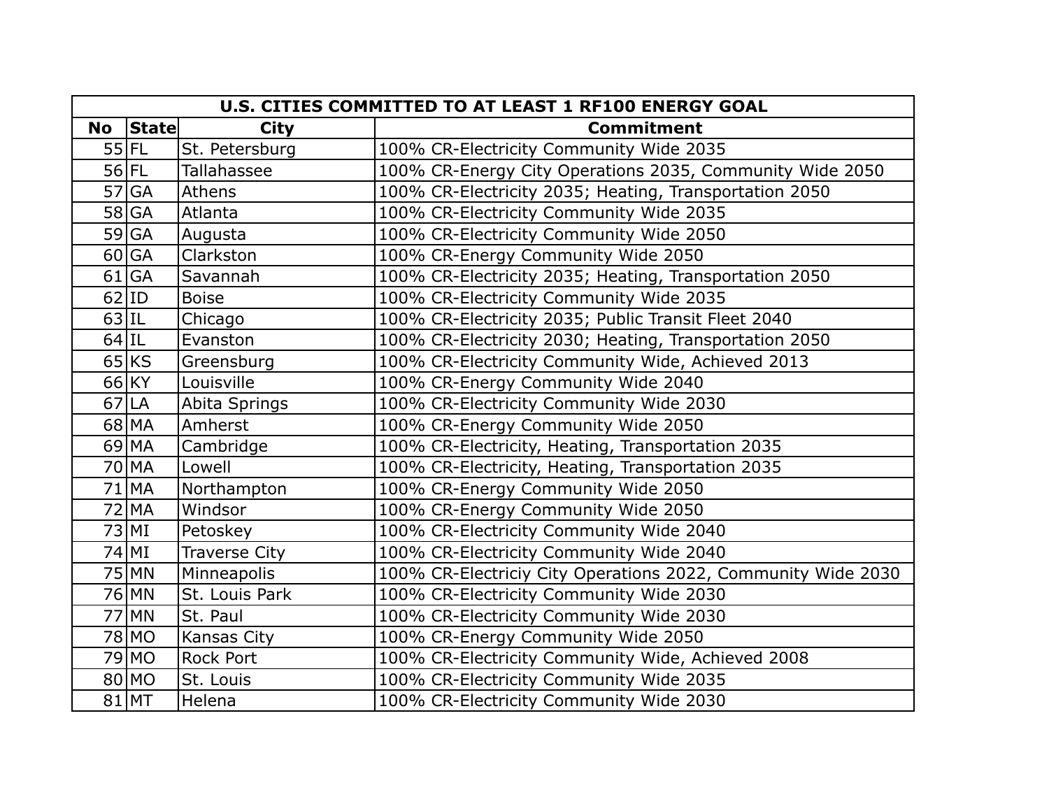| U.S. CITIES COMMITTED TO AT LEAST 1 RF100 ENERGY GOAL | | | |
|---|---|---|---|
| **No** | **State** | **City** | **Commitment** |
| 55 | FL | St. Petersburg | 100% CR-Electricity Community Wide 2035 |
| 56 | FL | Tallahassee | 100% CR-Energy City Operations 2035, Community Wide 2050 |
| 57 | GA | Athens | 100% CR-Electricity 2035; Heating, Transportation 2050 |
| 58 | GA | Atlanta | 100% CR-Electricity Community Wide 2035 |
| 59 | GA | Augusta | 100% CR-Electricity Community Wide 2050 |
| 60 | GA | Clarkston | 100% CR-Energy Community Wide 2050 |
| 61 | GA | Savannah | 100% CR-Electricity 2035; Heating, Transportation 2050 |
| 62 | ID | Boise | 100% CR-Electricity Community Wide 2035 |
| 63 | IL | Chicago | 100% CR-Electricity 2035; Public Transit Fleet 2040 |
| 64 | IL | Evanston | 100% CR-Electricity 2030; Heating, Transportation 2050 |
| 65 | KS | Greensburg | 100% CR-Electricity Community Wide, Achieved 2013 |
| 66 | KY | Louisville | 100% CR-Energy Community Wide 2040 |
| 67 | LA | Abita Springs | 100% CR-Electricity Community Wide 2030 |
| 68 | MA | Amherst | 100% CR-Energy Community Wide 2050 |
| 69 | MA | Cambridge | 100% CR-Electricity, Heating, Transportation 2035 |
| 70 | MA | Lowell | 100% CR-Electricity, Heating, Transportation 2035 |
| 71 | MA | Northampton | 100% CR-Energy Community Wide 2050 |
| 72 | MA | Windsor | 100% CR-Energy Community Wide 2050 |
| 73 | MI | Petoskey | 100% CR-Electricity Community Wide 2040 |
| 74 | MI | Traverse City | 100% CR-Electriciy Community Wide 2040 |
| 75 | MN | Minneapolis | 100% CR-Electriciy City Operations 2022, Community Wide 2030 |
| 76 | MN | St. Louis Park | 100% CR-Electricity Community Wide 2030 |
| 77 | MN | St. Paul | 100% CR-Electricity Community Wide 2030 |
| 78 | MO | Kansas City | 100% CR-Energy Community Wide 2050 |
| 79 | MO | Rock Port | 100% CR-Electricity Community Wide, Achieved 2008 |
| 80 | MO | St. Louis | 100% CR-Electricity Community Wide 2035 |
| 81 | MT | Helena | 100% CR-Electricity Community Wide 2030 |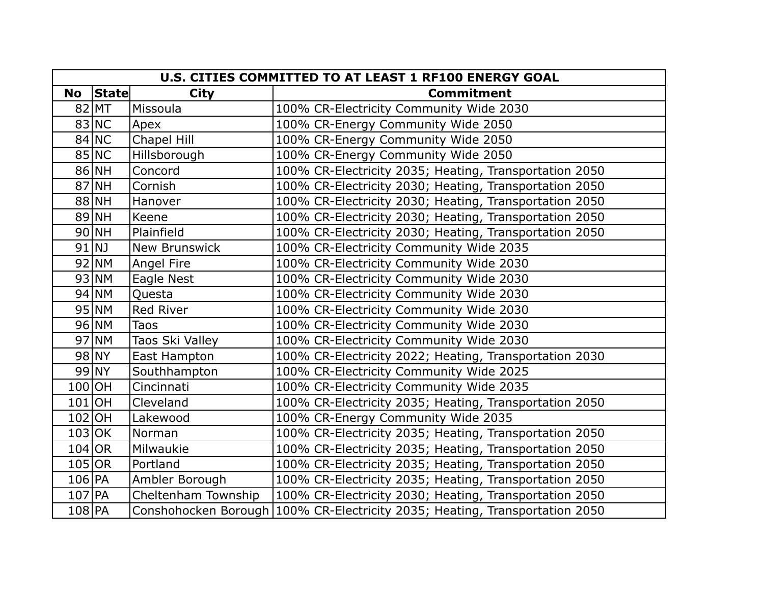| U.S. CITIES COMMITTED TO AT LEAST 1 RF100 ENERGY GOAL | | | |
|---|---|---|---|
| **No** | **State** | **City** | **Commitment** |
| 82 | MT | Missoula | 100% CR-Electricity Community Wide 2030 |
| 83 | NC | Apex | 100% CR-Energy Community Wide 2050 |
| 84 | NC | Chapel Hill | 100% CR-Energy Community Wide 2050 |
| 85 | NC | Hillsborough | 100% CR-Energy Community Wide 2050 |
| 86 | NH | Concord | 100% CR-Electricity 2035; Heating, Transportation 2050 |
| 87 | NH | Cornish | 100% CR-Electricity 2030; Heating, Transportation 2050 |
| 88 | NH | Hanover | 100% CR-Electricity 2030; Heating, Transportation 2050 |
| 89 | NH | Keene | 100% CR-Electricity 2030; Heating, Transportation 2050 |
| 90 | NH | Plainfield | 100% CR-Electricity 2030; Heating, Transportation 2050 |
| 91 | NJ | New Brunswick | 100% CR-Electricity Community Wide 2035 |
| 92 | NM | Angel Fire | 100% CR-Electricity Community Wide 2030 |
| 93 | NM | Eagle Nest | 100% CR-Electricity Community Wide 2030 |
| 94 | NM | Questa | 100% CR-Electricity Community Wide 2030 |
| 95 | NM | Red River | 100% CR-Electricity Community Wide 2030 |
| 96 | NM | Taos | 100% CR-Electricity Community Wide 2030 |
| 97 | NM | Taos Ski Valley | 100% CR-Electricity Community Wide 2030 |
| 98 | NY | East Hampton | 100% CR-Electricity 2022; Heating, Transportation 2030 |
| 99 | NY | Southhampton | 100% CR-Electricity Community Wide 2025 |
| 100 | OH | Cincinnati | 100% CR-Electricity Community Wide 2035 |
| 101 | OH | Cleveland | 100% CR-Electricity 2035; Heating, Transportation 2050 |
| 102 | OH | Lakewood | 100% CR-Energy Community Wide 2035 |
| 103 | OK | Norman | 100% CR-Electricity 2035; Heating, Transportation 2050 |
| 104 | OR | Milwaukie | 100% CR-Electricity 2035; Heating, Transportation 2050 |
| 105 | OR | Portland | 100% CR-Electricity 2035; Heating, Transportation 2050 |
| 106 | PA | Ambler Borough | 100% CR-Electricity 2035; Heating, Transportation 2050 |
| 107 | PA | Cheltenham Township | 100% CR-Electricity 2030; Heating, Transportation 2050 |
| 108 | PA | Conshohocken Borough | 100% CR-Electricity 2035; Heating, Transportation 2050 |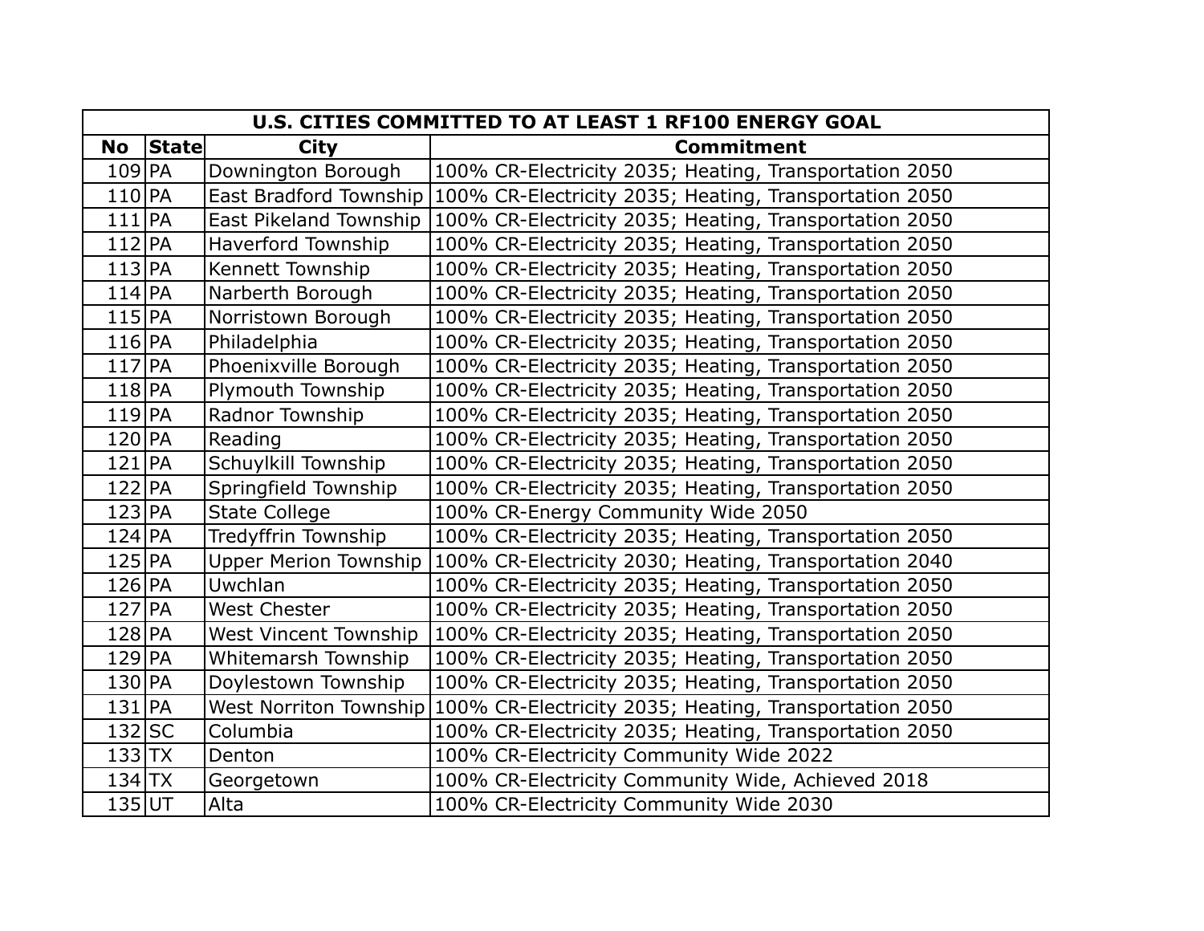| U.S. CITIES COMMITTED TO AT LEAST 1 RF100 ENERGY GOAL | | | |
|---|---|---|---|
| **No** | **State** | **City** | **Commitment** |
| 109 | PA | Downington Borough | 100% CR-Electricity 2035; Heating, Transportation 2050 |
| 110 | PA | East Bradford Township | 100% CR-Electricity 2035; Heating, Transportation 2050 |
| 111 | PA | East Pikeland Township | 100% CR-Electricity 2035; Heating, Transportation 2050 |
| 112 | PA | Haverford Township | 100% CR-Electricity 2035; Heating, Transportation 2050 |
| 113 | PA | Kennett Township | 100% CR-Electricity 2035; Heating, Transportation 2050 |
| 114 | PA | Narberth Borough | 100% CR-Electricity 2035; Heating, Transportation 2050 |
| 115 | PA | Norristown Borough | 100% CR-Electricity 2035; Heating, Transportation 2050 |
| 116 | PA | Philadelphia | 100% CR-Electricity 2035; Heating, Transportation 2050 |
| 117 | PA | Phoenixville Borough | 100% CR-Electricity 2035; Heating, Transportation 2050 |
| 118 | PA | Plymouth Township | 100% CR-Electricity 2035; Heating, Transportation 2050 |
| 119 | PA | Radnor Township | 100% CR-Electricity 2035; Heating, Transportation 2050 |
| 120 | PA | Reading | 100% CR-Electricity 2035; Heating, Transportation 2050 |
| 121 | PA | Schuylkill Township | 100% CR-Electricity 2035; Heating, Transportation 2050 |
| 122 | PA | Springfield Township | 100% CR-Electricity 2035; Heating, Transportation 2050 |
| 123 | PA | State College | 100% CR-Energy Community Wide 2050 |
| 124 | PA | Tredyffrin Township | 100% CR-Electricity 2035; Heating, Transportation 2050 |
| 125 | PA | Upper Merion Township | 100% CR-Electricity 2030; Heating, Transportation 2040 |
| 126 | PA | Uwchlan | 100% CR-Electricity 2035; Heating, Transportation 2050 |
| 127 | PA | West Chester | 100% CR-Electricity 2035; Heating, Transportation 2050 |
| 128 | PA | West Vincent Township | 100% CR-Electricity 2035; Heating, Transportation 2050 |
| 129 | PA | Whitemarsh Township | 100% CR-Electricity 2035; Heating, Transportation 2050 |
| 130 | PA | Doylestown Township | 100% CR-Electricity 2035; Heating, Transportation 2050 |
| 131 | PA | West Norriton Township | 100% CR-Electricity 2035; Heating, Transportation 2050 |
| 132 | SC | Columbia | 100% CR-Electricity 2035; Heating, Transportation 2050 |
| 133 | TX | Denton | 100% CR-Electricity Community Wide 2022 |
| 134 | TX | Georgetown | 100% CR-Electricity Community Wide, Achieved 2018 |
| 135 | UT | Alta | 100% CR-Electricity Community Wide 2030 |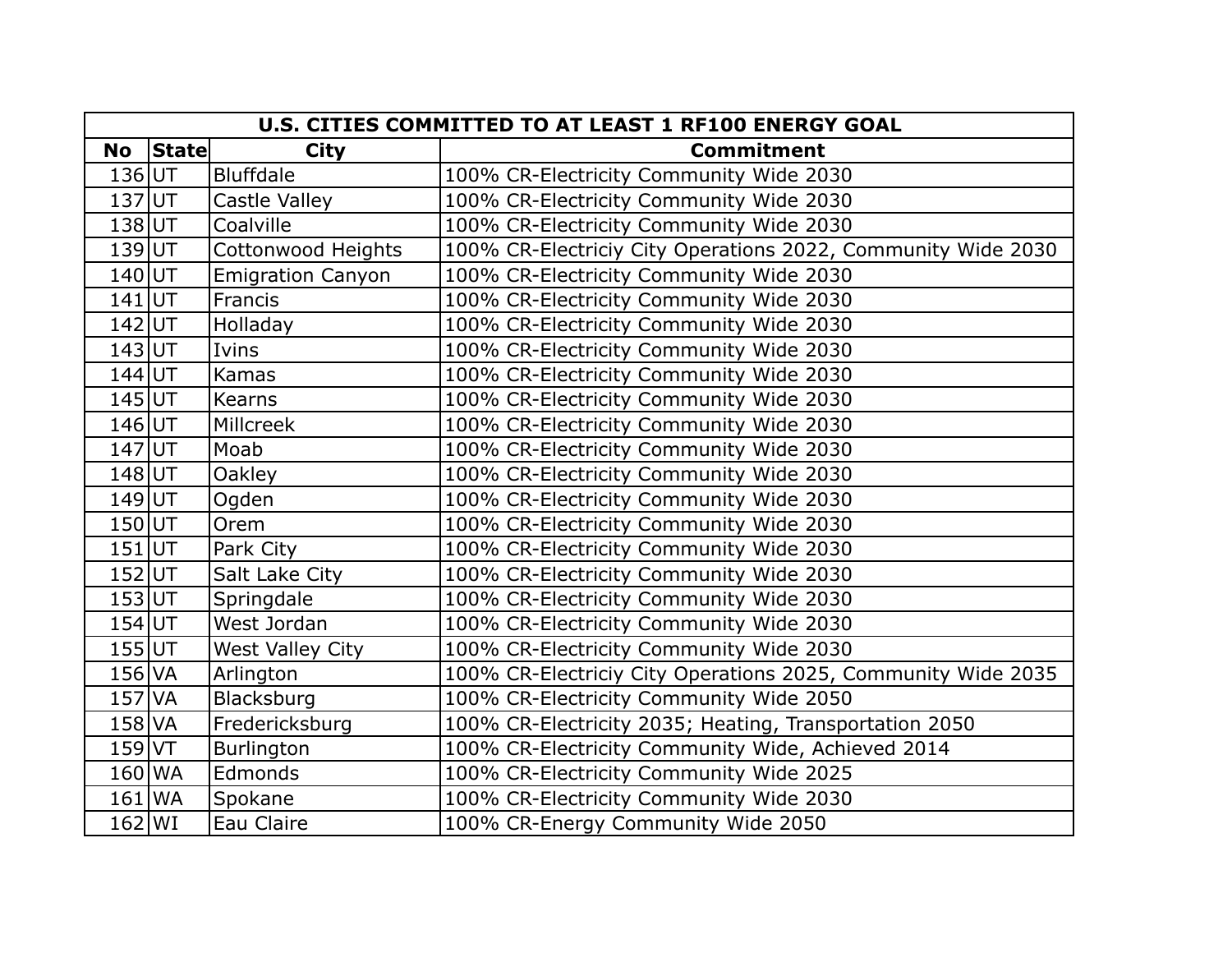| U.S. CITIES COMMITTED TO AT LEAST 1 RF100 ENERGY GOAL | | | |
|---|---|---|---|
| **No** | **State** | **City** | **Commitment** |
| 136 | UT | Bluffdale | 100% CR-Electricity Community Wide 2030 |
| 137 | UT | Castle Valley | 100% CR-Electricity Community Wide 2030 |
| 138 | UT | Coalville | 100% CR-Electricity Community Wide 2030 |
| 139 | UT | Cottonwood Heights | 100% CR-Electriciy City Operations 2022, Community Wide 2030 |
| 140 | UT | Emigration Canyon | 100% CR-Electricity Community Wide 2030 |
| 141 | UT | Francis | 100% CR-Electricity Community Wide 2030 |
| 142 | UT | Holladay | 100% CR-Electricity Community Wide 2030 |
| 143 | UT | Ivins | 100% CR-Electricity Community Wide 2030 |
| 144 | UT | Kamas | 100% CR-Electricity Community Wide 2030 |
| 145 | UT | Kearns | 100% CR-Electricity Community Wide 2030 |
| 146 | UT | Millcreek | 100% CR-Electricity Community Wide 2030 |
| 147 | UT | Moab | 100% CR-Electricity Community Wide 2030 |
| 148 | UT | Oakley | 100% CR-Electricity Community Wide 2030 |
| 149 | UT | Ogden | 100% CR-Electricity Community Wide 2030 |
| 150 | UT | Orem | 100% CR-Electricity Community Wide 2030 |
| 151 | UT | Park City | 100% CR-Electricity Community Wide 2030 |
| 152 | UT | Salt Lake City | 100% CR-Electricity Community Wide 2030 |
| 153 | UT | Springdale | 100% CR-Electricity Community Wide 2030 |
| 154 | UT | West Jordan | 100% CR-Electricity Community Wide 2030 |
| 155 | UT | West Valley City | 100% CR-Electricity Community Wide 2030 |
| 156 | VA | Arlington | 100% CR-Electriciy City Operations 2025, Community Wide 2035 |
| 157 | VA | Blacksburg | 100% CR-Electricity Community Wide 2050 |
| 158 | VA | Fredericksburg | 100% CR-Electricity 2035; Heating, Transportation 2050 |
| 159 | VT | Burlington | 100% CR-Electricity Community Wide, Achieved 2014 |
| 160 | WA | Edmonds | 100% CR-Electricity Community Wide 2025 |
| 161 | WA | Spokane | 100% CR-Electricity Community Wide 2030 |
| 162 | WI | Eau Claire | 100% CR-Energy Community Wide 2050 |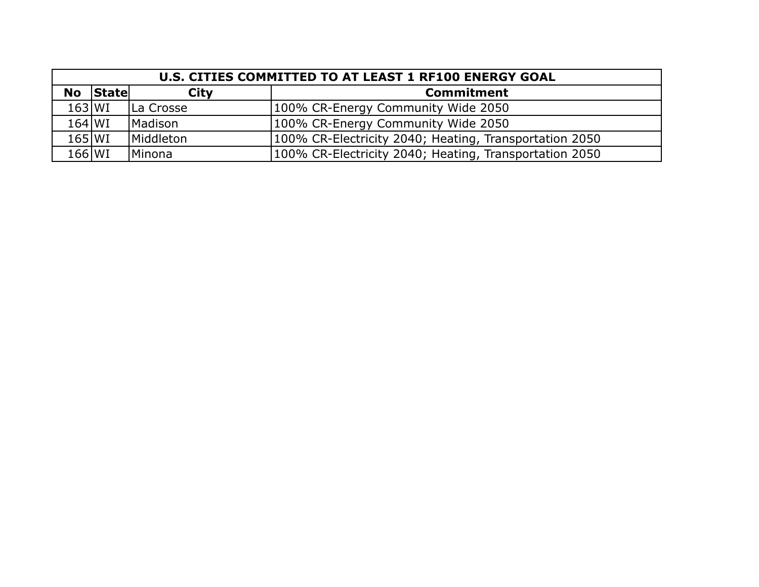| U.S. CITIES COMMITTED TO AT LEAST 1 RF100 ENERGY GOAL | | | |
|---|---|---|---|
| No | State | City | Commitment |
| 163 | WI | La Crosse | 100% CR-Energy Community Wide 2050 |
| 164 | WI | Madison | 100% CR-Energy Community Wide 2050 |
| 165 | WI | Middleton | 100% CR-Electricity 2040; Heating, Transportation 2050 |
| 166 | WI | Minona | 100% CR-Electricity 2040; Heating, Transportation 2050 |